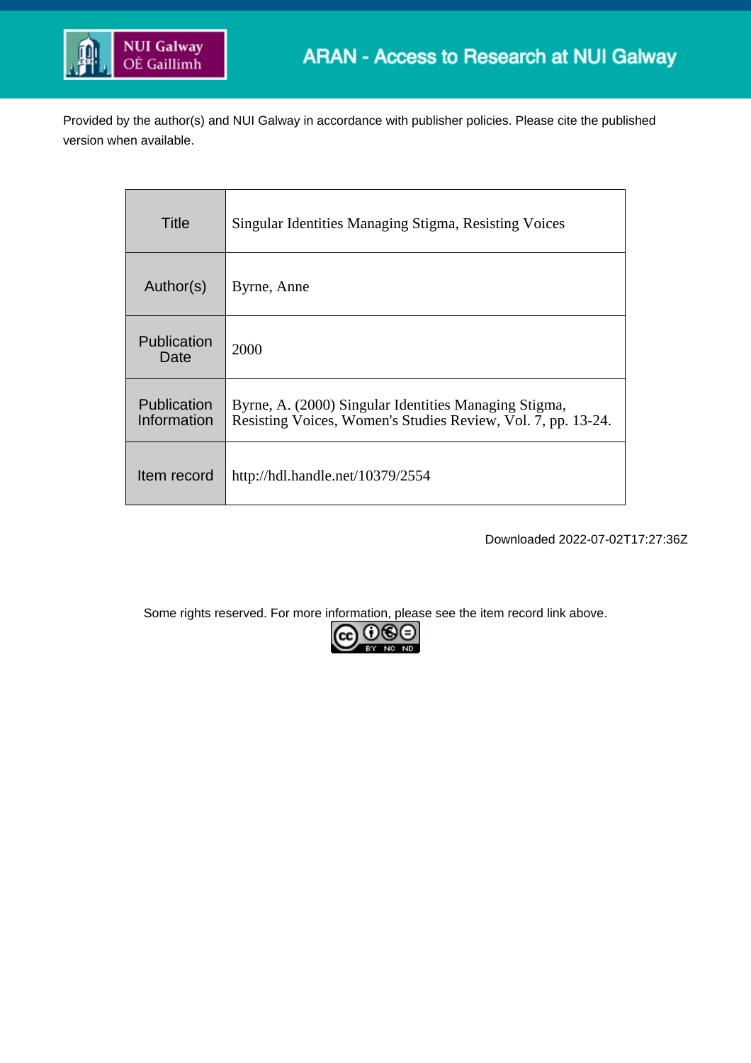ARAN - Access to Research at NUI Galway

Provided by the author(s) and NUI Galway in accordance with publisher policies. Please cite the published version when available.

| Title | Singular Identities Managing Stigma, Resisting Voices |
|---|---|
| Author(s) | Byrne, Anne |
| Publication Date | 2000 |
| Publication Information | Byrne, A. (2000) Singular Identities Managing Stigma, Resisting Voices, Women's Studies Review, Vol. 7, pp. 13-24. |
| Item record | http://hdl.handle.net/10379/2554 |

Downloaded 2022-07-02T17:27:36Z

Some rights reserved. For more information, please see the item record link above.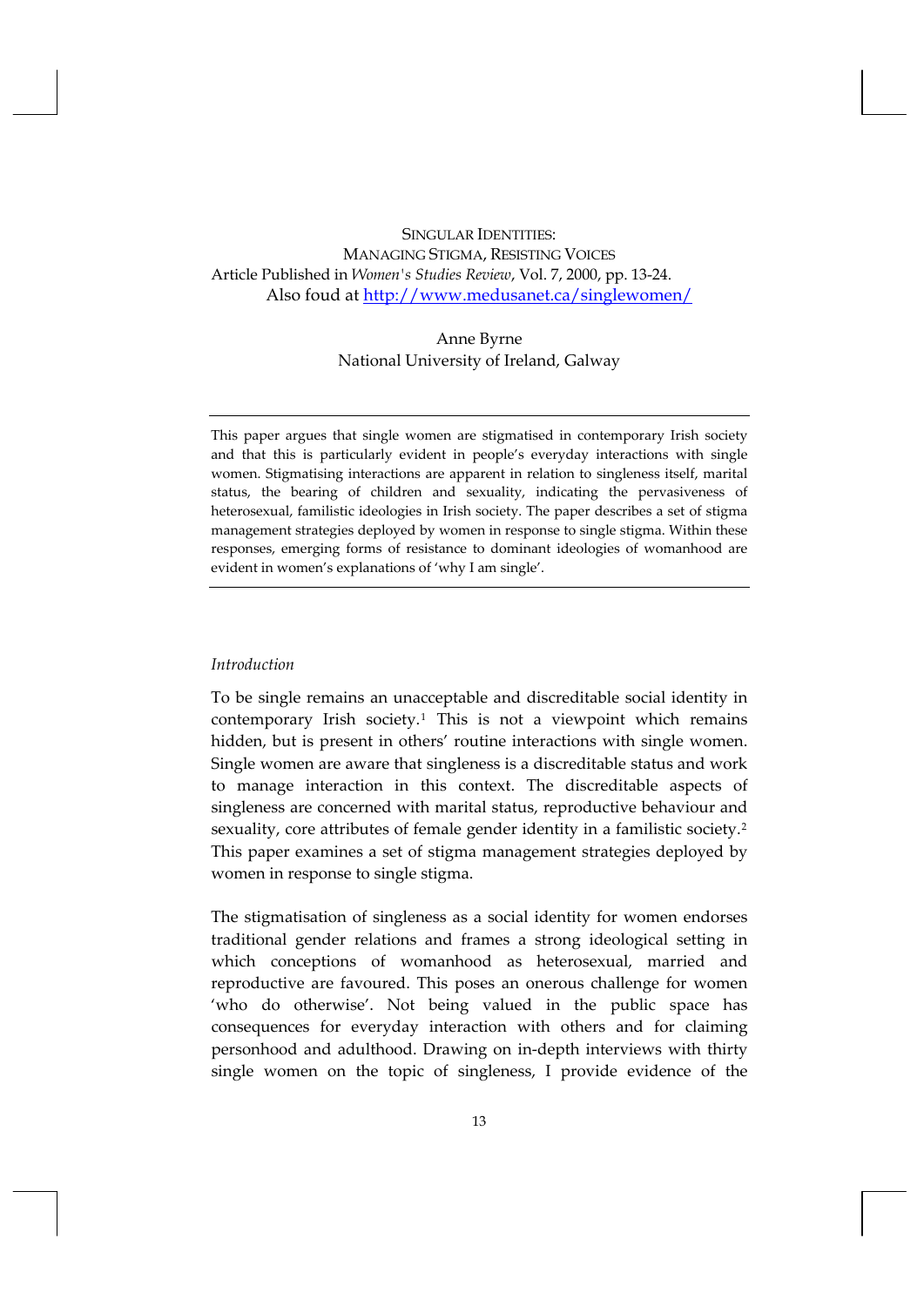SINGULAR IDENTITIES:
MANAGING STIGMA, RESISTING VOICES

Article Published in *Women's Studies Review*, Vol. 7, 2000, pp. 13-24.
Also foud at [http://www.medusanet.ca/singlewomen/](http://www.medusanet.ca/singlewomen/)

Anne Byrne
National University of Ireland, Galway

---

This paper argues that single women are stigmatised in contemporary Irish society and that this is particularly evident in people's everyday interactions with single women. Stigmatising interactions are apparent in relation to singleness itself, marital status, the bearing of children and sexuality, indicating the pervasiveness of heterosexual, familistic ideologies in Irish society. The paper describes a set of stigma management strategies deployed by women in response to single stigma. Within these responses, emerging forms of resistance to dominant ideologies of womanhood are evident in women's explanations of 'why I am single'.

---

*Introduction*

To be single remains an unacceptable and discreditable social identity in contemporary Irish society.[1] This is not a viewpoint which remains hidden, but is present in others' routine interactions with single women. Single women are aware that singleness is a discreditable status and work to manage interaction in this context. The discreditable aspects of singleness are concerned with marital status, reproductive behaviour and sexuality, core attributes of female gender identity in a familistic society.[2] This paper examines a set of stigma management strategies deployed by women in response to single stigma.

The stigmatisation of singleness as a social identity for women endorses traditional gender relations and frames a strong ideological setting in which conceptions of womanhood as heterosexual, married and reproductive are favoured. This poses an onerous challenge for women 'who do otherwise'. Not being valued in the public space has consequences for everyday interaction with others and for claiming personhood and adulthood. Drawing on in-depth interviews with thirty single women on the topic of singleness, I provide evidence of the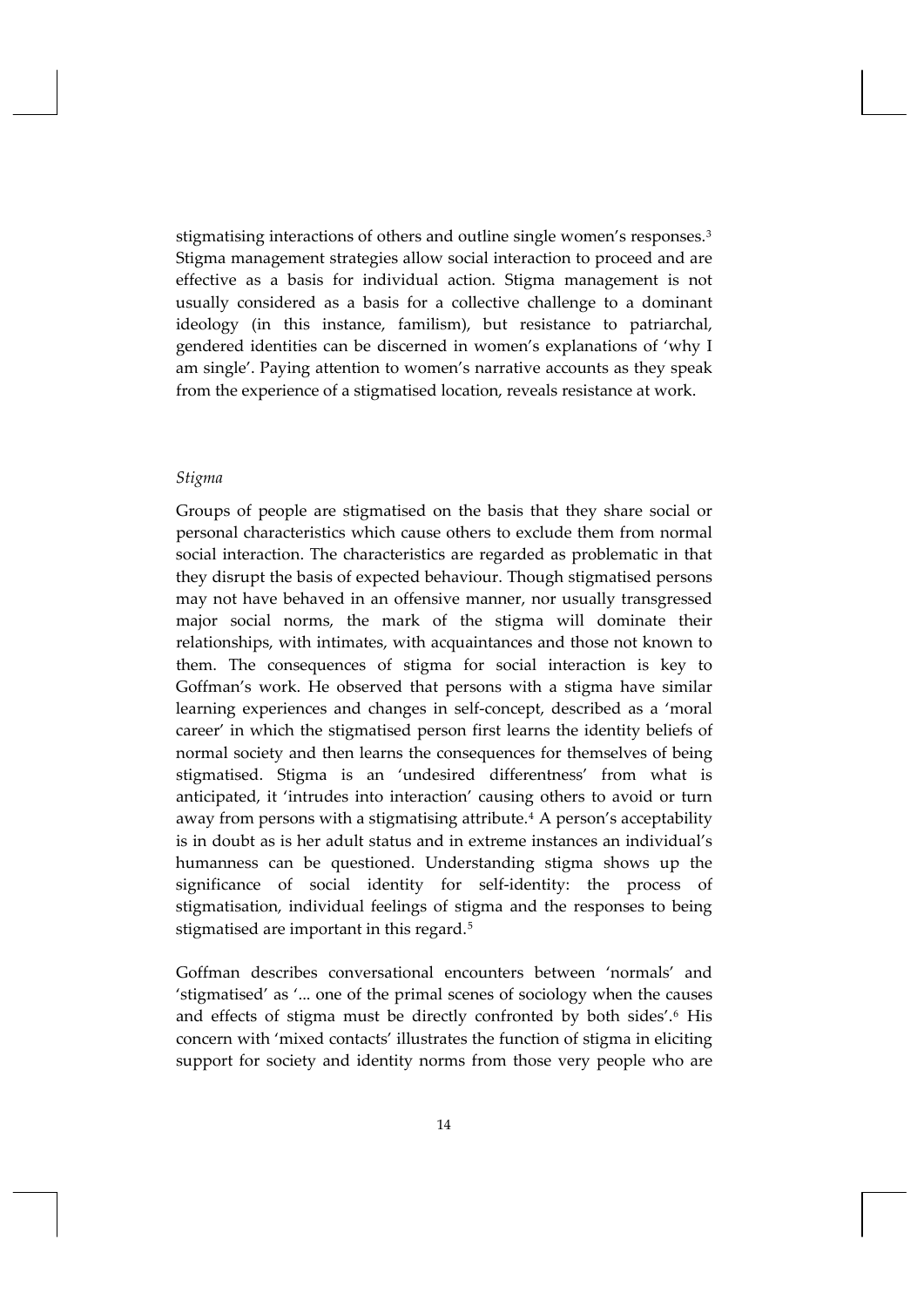stigmatising interactions of others and outline single women's responses.[3] Stigma management strategies allow social interaction to proceed and are effective as a basis for individual action. Stigma management is not usually considered as a basis for a collective challenge to a dominant ideology (in this instance, familism), but resistance to patriarchal, gendered identities can be discerned in women's explanations of 'why I am single'. Paying attention to women's narrative accounts as they speak from the experience of a stigmatised location, reveals resistance at work.

*Stigma*

Groups of people are stigmatised on the basis that they share social or personal characteristics which cause others to exclude them from normal social interaction. The characteristics are regarded as problematic in that they disrupt the basis of expected behaviour. Though stigmatised persons may not have behaved in an offensive manner, nor usually transgressed major social norms, the mark of the stigma will dominate their relationships, with intimates, with acquaintances and those not known to them. The consequences of stigma for social interaction is key to Goffman's work. He observed that persons with a stigma have similar learning experiences and changes in self-concept, described as a 'moral career' in which the stigmatised person first learns the identity beliefs of normal society and then learns the consequences for themselves of being stigmatised. Stigma is an 'undesired differentness' from what is anticipated, it 'intrudes into interaction' causing others to avoid or turn away from persons with a stigmatising attribute.[4] A person's acceptability is in doubt as is her adult status and in extreme instances an individual's humanness can be questioned. Understanding stigma shows up the significance of social identity for self-identity: the process of stigmatisation, individual feelings of stigma and the responses to being stigmatised are important in this regard.[5]

Goffman describes conversational encounters between 'normals' and 'stigmatised' as '... one of the primal scenes of sociology when the causes and effects of stigma must be directly confronted by both sides'.[6] His concern with 'mixed contacts' illustrates the function of stigma in eliciting support for society and identity norms from those very people who are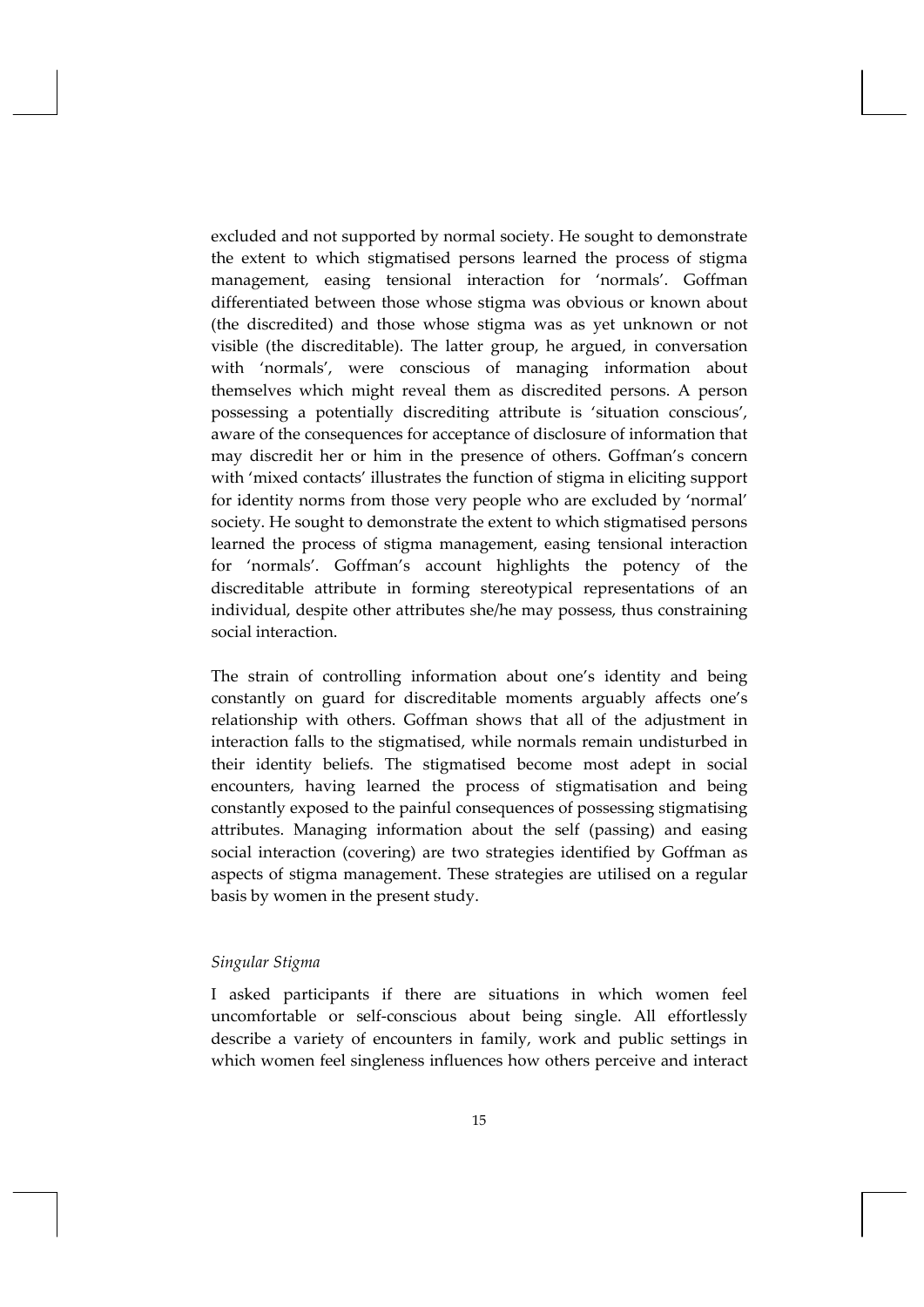excluded and not supported by normal society. He sought to demonstrate the extent to which stigmatised persons learned the process of stigma management, easing tensional interaction for 'normals'. Goffman differentiated between those whose stigma was obvious or known about (the discredited) and those whose stigma was as yet unknown or not visible (the discreditable). The latter group, he argued, in conversation with 'normals', were conscious of managing information about themselves which might reveal them as discredited persons. A person possessing a potentially discrediting attribute is 'situation conscious', aware of the consequences for acceptance of disclosure of information that may discredit her or him in the presence of others. Goffman's concern with 'mixed contacts' illustrates the function of stigma in eliciting support for identity norms from those very people who are excluded by 'normal' society. He sought to demonstrate the extent to which stigmatised persons learned the process of stigma management, easing tensional interaction for 'normals'. Goffman's account highlights the potency of the discreditable attribute in forming stereotypical representations of an individual, despite other attributes she/he may possess, thus constraining social interaction.

The strain of controlling information about one's identity and being constantly on guard for discreditable moments arguably affects one's relationship with others. Goffman shows that all of the adjustment in interaction falls to the stigmatised, while normals remain undisturbed in their identity beliefs. The stigmatised become most adept in social encounters, having learned the process of stigmatisation and being constantly exposed to the painful consequences of possessing stigmatising attributes. Managing information about the self (passing) and easing social interaction (covering) are two strategies identified by Goffman as aspects of stigma management. These strategies are utilised on a regular basis by women in the present study.

*Singular Stigma*

I asked participants if there are situations in which women feel uncomfortable or self-conscious about being single. All effortlessly describe a variety of encounters in family, work and public settings in which women feel singleness influences how others perceive and interact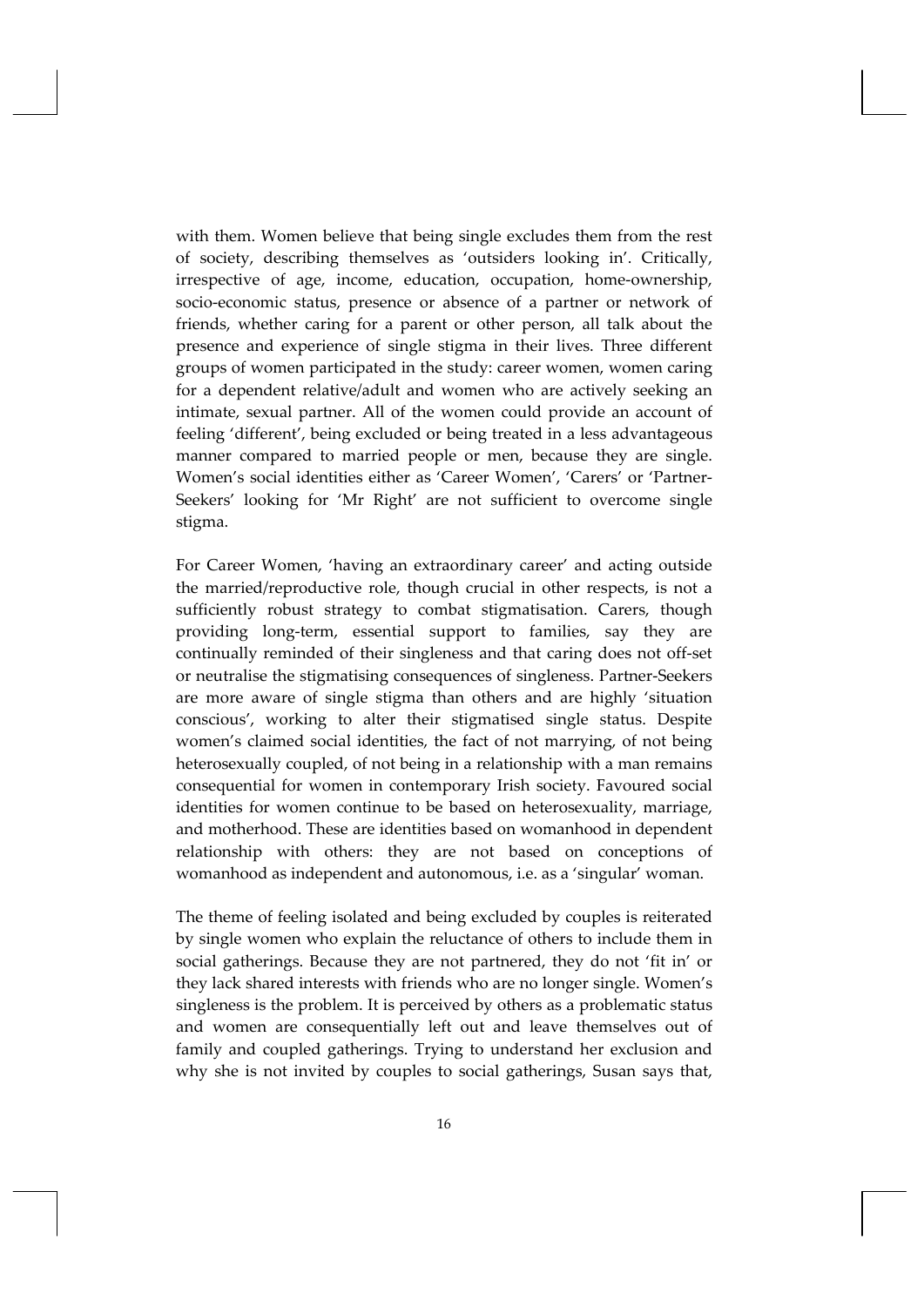with them. Women believe that being single excludes them from the rest of society, describing themselves as 'outsiders looking in'. Critically, irrespective of age, income, education, occupation, home-ownership, socio-economic status, presence or absence of a partner or network of friends, whether caring for a parent or other person, all talk about the presence and experience of single stigma in their lives. Three different groups of women participated in the study: career women, women caring for a dependent relative/adult and women who are actively seeking an intimate, sexual partner. All of the women could provide an account of feeling 'different', being excluded or being treated in a less advantageous manner compared to married people or men, because they are single. Women's social identities either as 'Career Women', 'Carers' or 'Partner-Seekers' looking for 'Mr Right' are not sufficient to overcome single stigma.

For Career Women, 'having an extraordinary career' and acting outside the married/reproductive role, though crucial in other respects, is not a sufficiently robust strategy to combat stigmatisation. Carers, though providing long-term, essential support to families, say they are continually reminded of their singleness and that caring does not off-set or neutralise the stigmatising consequences of singleness. Partner-Seekers are more aware of single stigma than others and are highly 'situation conscious', working to alter their stigmatised single status. Despite women's claimed social identities, the fact of not marrying, of not being heterosexually coupled, of not being in a relationship with a man remains consequential for women in contemporary Irish society. Favoured social identities for women continue to be based on heterosexuality, marriage, and motherhood. These are identities based on womanhood in dependent relationship with others: they are not based on conceptions of womanhood as independent and autonomous, i.e. as a 'singular' woman.

The theme of feeling isolated and being excluded by couples is reiterated by single women who explain the reluctance of others to include them in social gatherings. Because they are not partnered, they do not 'fit in' or they lack shared interests with friends who are no longer single. Women's singleness is the problem. It is perceived by others as a problematic status and women are consequentially left out and leave themselves out of family and coupled gatherings. Trying to understand her exclusion and why she is not invited by couples to social gatherings, Susan says that,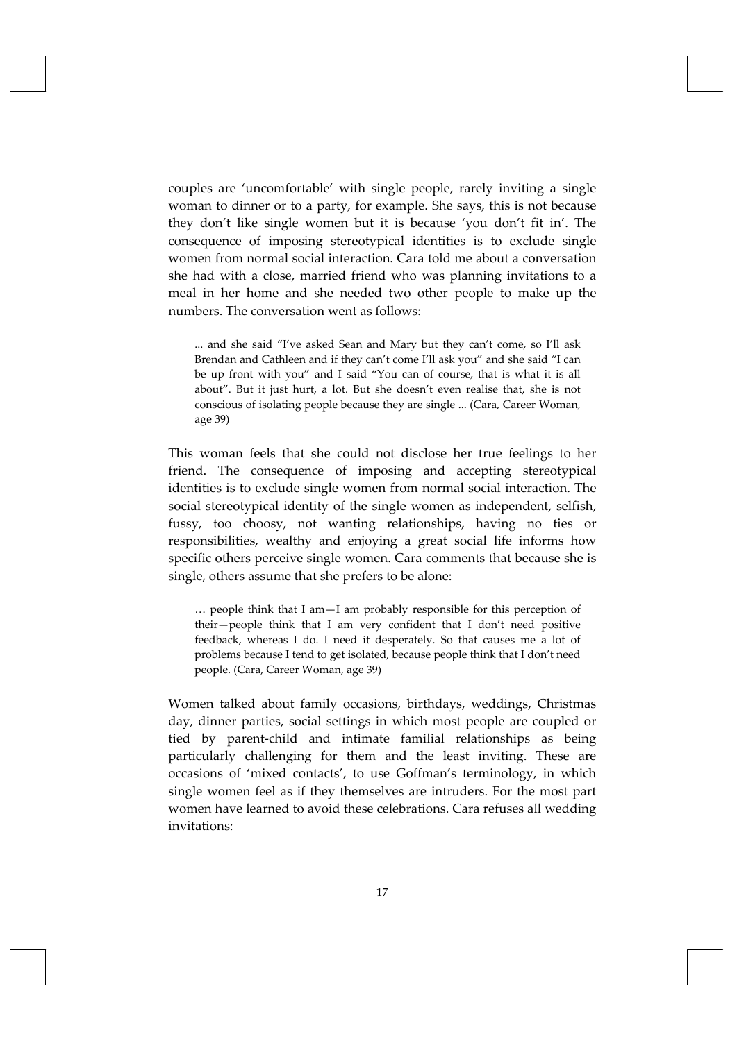couples are 'uncomfortable' with single people, rarely inviting a single woman to dinner or to a party, for example. She says, this is not because they don't like single women but it is because 'you don't fit in'. The consequence of imposing stereotypical identities is to exclude single women from normal social interaction. Cara told me about a conversation she had with a close, married friend who was planning invitations to a meal in her home and she needed two other people to make up the numbers. The conversation went as follows:

> ... and she said "I've asked Sean and Mary but they can't come, so I'll ask Brendan and Cathleen and if they can't come I'll ask you" and she said "I can be up front with you" and I said "You can of course, that is what it is all about". But it just hurt, a lot. But she doesn't even realise that, she is not conscious of isolating people because they are single ... (Cara, Career Woman, age 39)

This woman feels that she could not disclose her true feelings to her friend. The consequence of imposing and accepting stereotypical identities is to exclude single women from normal social interaction. The social stereotypical identity of the single women as independent, selfish, fussy, too choosy, not wanting relationships, having no ties or responsibilities, wealthy and enjoying a great social life informs how specific others perceive single women. Cara comments that because she is single, others assume that she prefers to be alone:

> … people think that I am—I am probably responsible for this perception of their—people think that I am very confident that I don't need positive feedback, whereas I do. I need it desperately. So that causes me a lot of problems because I tend to get isolated, because people think that I don't need people. (Cara, Career Woman, age 39)

Women talked about family occasions, birthdays, weddings, Christmas day, dinner parties, social settings in which most people are coupled or tied by parent-child and intimate familial relationships as being particularly challenging for them and the least inviting. These are occasions of 'mixed contacts', to use Goffman's terminology, in which single women feel as if they themselves are intruders. For the most part women have learned to avoid these celebrations. Cara refuses all wedding invitations: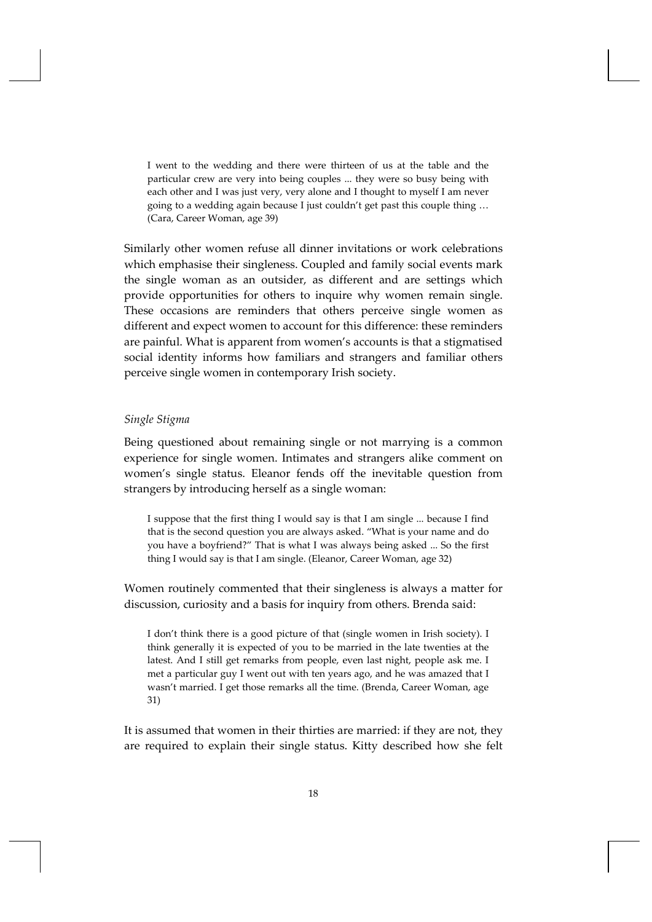> I went to the wedding and there were thirteen of us at the table and the particular crew are very into being couples ... they were so busy being with each other and I was just very, very alone and I thought to myself I am never going to a wedding again because I just couldn't get past this couple thing … (Cara, Career Woman, age 39)

Similarly other women refuse all dinner invitations or work celebrations which emphasise their singleness. Coupled and family social events mark the single woman as an outsider, as different and are settings which provide opportunities for others to inquire why women remain single. These occasions are reminders that others perceive single women as different and expect women to account for this difference: these reminders are painful. What is apparent from women's accounts is that a stigmatised social identity informs how familiars and strangers and familiar others perceive single women in contemporary Irish society.

*Single Stigma*

Being questioned about remaining single or not marrying is a common experience for single women. Intimates and strangers alike comment on women's single status. Eleanor fends off the inevitable question from strangers by introducing herself as a single woman:

> I suppose that the first thing I would say is that I am single ... because I find that is the second question you are always asked. "What is your name and do you have a boyfriend?" That is what I was always being asked ... So the first thing I would say is that I am single. (Eleanor, Career Woman, age 32)

Women routinely commented that their singleness is always a matter for discussion, curiosity and a basis for inquiry from others. Brenda said:

> I don't think there is a good picture of that (single women in Irish society). I think generally it is expected of you to be married in the late twenties at the latest. And I still get remarks from people, even last night, people ask me. I met a particular guy I went out with ten years ago, and he was amazed that I wasn't married. I get those remarks all the time. (Brenda, Career Woman, age 31)

It is assumed that women in their thirties are married: if they are not, they are required to explain their single status. Kitty described how she felt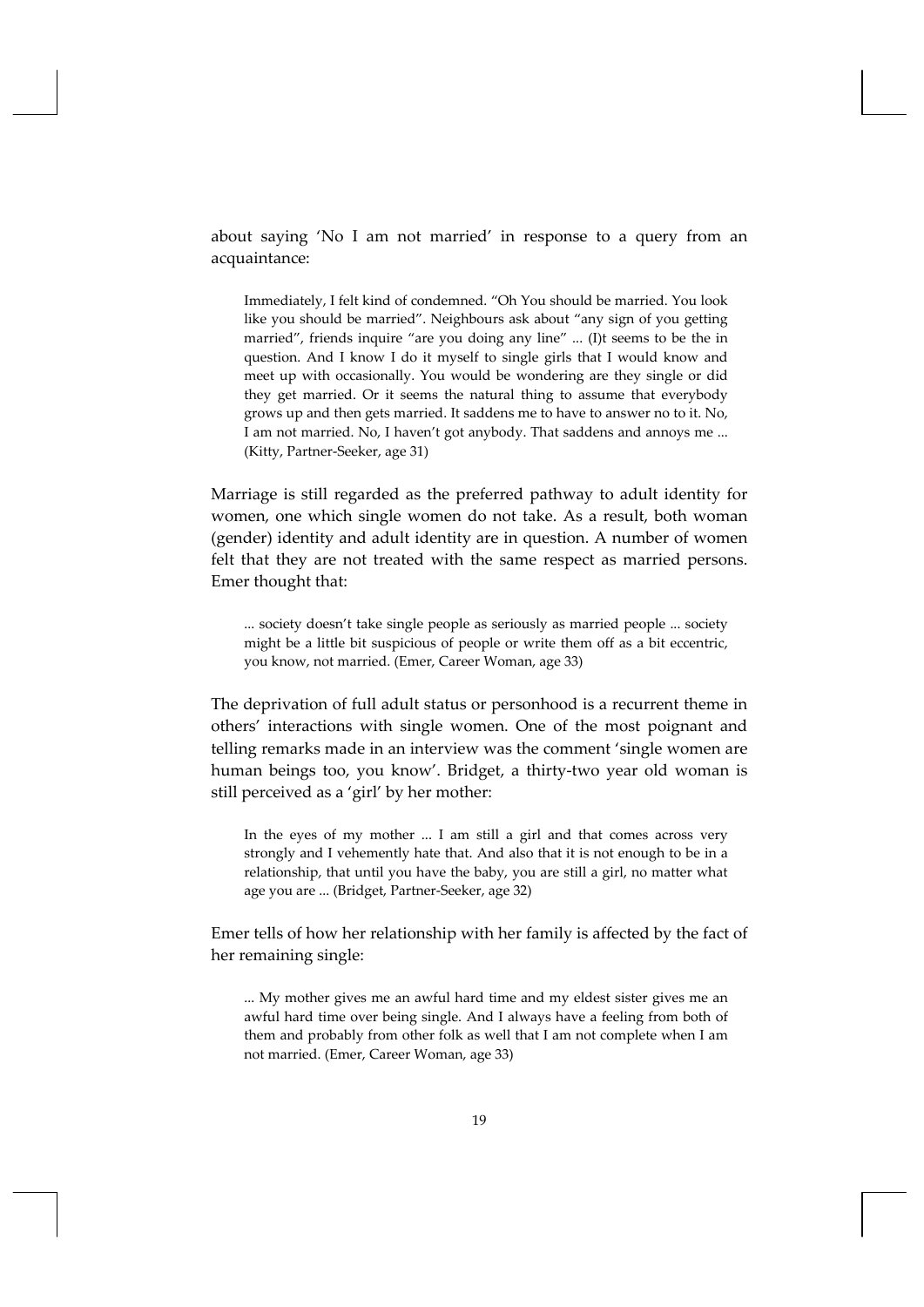about saying 'No I am not married' in response to a query from an acquaintance:

> Immediately, I felt kind of condemned. "Oh You should be married. You look like you should be married". Neighbours ask about "any sign of you getting married", friends inquire "are you doing any line" ... (I)t seems to be the in question. And I know I do it myself to single girls that I would know and meet up with occasionally. You would be wondering are they single or did they get married. Or it seems the natural thing to assume that everybody grows up and then gets married. It saddens me to have to answer no to it. No, I am not married. No, I haven't got anybody. That saddens and annoys me ... (Kitty, Partner-Seeker, age 31)

Marriage is still regarded as the preferred pathway to adult identity for women, one which single women do not take. As a result, both woman (gender) identity and adult identity are in question. A number of women felt that they are not treated with the same respect as married persons. Emer thought that:

> ... society doesn't take single people as seriously as married people ... society might be a little bit suspicious of people or write them off as a bit eccentric, you know, not married. (Emer, Career Woman, age 33)

The deprivation of full adult status or personhood is a recurrent theme in others' interactions with single women. One of the most poignant and telling remarks made in an interview was the comment 'single women are human beings too, you know'. Bridget, a thirty-two year old woman is still perceived as a 'girl' by her mother:

> In the eyes of my mother ... I am still a girl and that comes across very strongly and I vehemently hate that. And also that it is not enough to be in a relationship, that until you have the baby, you are still a girl, no matter what age you are ... (Bridget, Partner-Seeker, age 32)

Emer tells of how her relationship with her family is affected by the fact of her remaining single:

> ... My mother gives me an awful hard time and my eldest sister gives me an awful hard time over being single. And I always have a feeling from both of them and probably from other folk as well that I am not complete when I am not married. (Emer, Career Woman, age 33)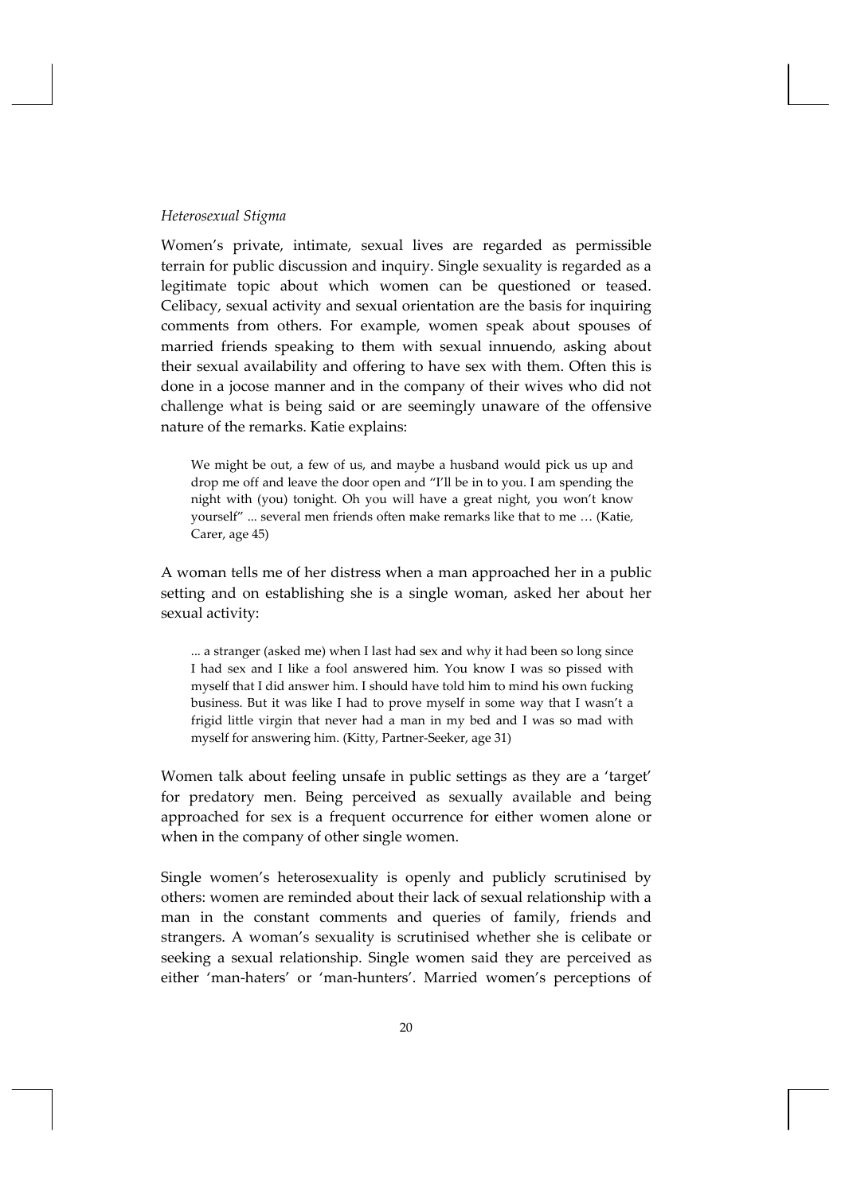*Heterosexual Stigma*

Women's private, intimate, sexual lives are regarded as permissible terrain for public discussion and inquiry. Single sexuality is regarded as a legitimate topic about which women can be questioned or teased. Celibacy, sexual activity and sexual orientation are the basis for inquiring comments from others. For example, women speak about spouses of married friends speaking to them with sexual innuendo, asking about their sexual availability and offering to have sex with them. Often this is done in a jocose manner and in the company of their wives who did not challenge what is being said or are seemingly unaware of the offensive nature of the remarks. Katie explains:

> We might be out, a few of us, and maybe a husband would pick us up and drop me off and leave the door open and "I'll be in to you. I am spending the night with (you) tonight. Oh you will have a great night, you won't know yourself" ... several men friends often make remarks like that to me … (Katie, Carer, age 45)

A woman tells me of her distress when a man approached her in a public setting and on establishing she is a single woman, asked her about her sexual activity:

> ... a stranger (asked me) when I last had sex and why it had been so long since I had sex and I like a fool answered him. You know I was so pissed with myself that I did answer him. I should have told him to mind his own fucking business. But it was like I had to prove myself in some way that I wasn't a frigid little virgin that never had a man in my bed and I was so mad with myself for answering him. (Kitty, Partner-Seeker, age 31)

Women talk about feeling unsafe in public settings as they are a 'target' for predatory men. Being perceived as sexually available and being approached for sex is a frequent occurrence for either women alone or when in the company of other single women.

Single women's heterosexuality is openly and publicly scrutinised by others: women are reminded about their lack of sexual relationship with a man in the constant comments and queries of family, friends and strangers. A woman's sexuality is scrutinised whether she is celibate or seeking a sexual relationship. Single women said they are perceived as either 'man-haters' or 'man-hunters'. Married women's perceptions of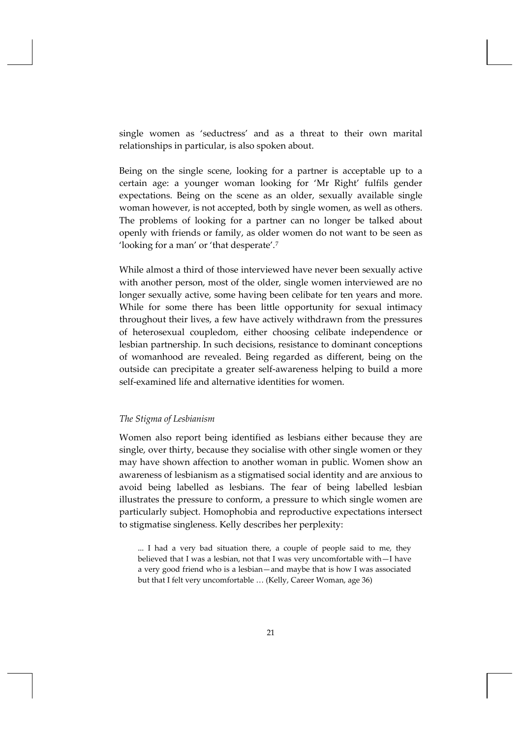single women as 'seductress' and as a threat to their own marital relationships in particular, is also spoken about.

Being on the single scene, looking for a partner is acceptable up to a certain age: a younger woman looking for 'Mr Right' fulfils gender expectations. Being on the scene as an older, sexually available single woman however, is not accepted, both by single women, as well as others. The problems of looking for a partner can no longer be talked about openly with friends or family, as older women do not want to be seen as 'looking for a man' or 'that desperate'.[7]

While almost a third of those interviewed have never been sexually active with another person, most of the older, single women interviewed are no longer sexually active, some having been celibate for ten years and more. While for some there has been little opportunity for sexual intimacy throughout their lives, a few have actively withdrawn from the pressures of heterosexual coupledom, either choosing celibate independence or lesbian partnership. In such decisions, resistance to dominant conceptions of womanhood are revealed. Being regarded as different, being on the outside can precipitate a greater self-awareness helping to build a more self-examined life and alternative identities for women.

*The Stigma of Lesbianism*

Women also report being identified as lesbians either because they are single, over thirty, because they socialise with other single women or they may have shown affection to another woman in public. Women show an awareness of lesbianism as a stigmatised social identity and are anxious to avoid being labelled as lesbians. The fear of being labelled lesbian illustrates the pressure to conform, a pressure to which single women are particularly subject. Homophobia and reproductive expectations intersect to stigmatise singleness. Kelly describes her perplexity:

> ... I had a very bad situation there, a couple of people said to me, they believed that I was a lesbian, not that I was very uncomfortable with—I have a very good friend who is a lesbian—and maybe that is how I was associated but that I felt very uncomfortable … (Kelly, Career Woman, age 36)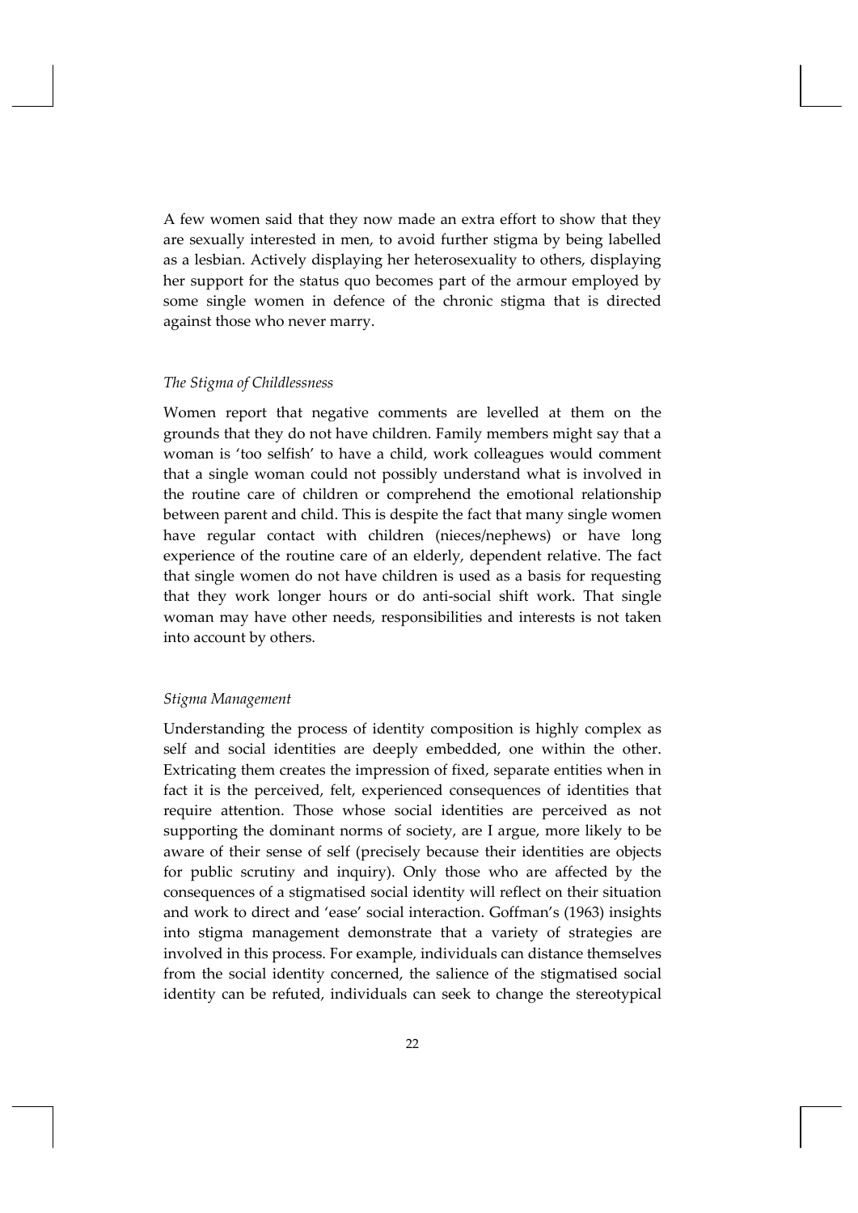A few women said that they now made an extra effort to show that they are sexually interested in men, to avoid further stigma by being labelled as a lesbian. Actively displaying her heterosexuality to others, displaying her support for the status quo becomes part of the armour employed by some single women in defence of the chronic stigma that is directed against those who never marry.

### *The Stigma of Childlessness*

Women report that negative comments are levelled at them on the grounds that they do not have children. Family members might say that a woman is 'too selfish' to have a child, work colleagues would comment that a single woman could not possibly understand what is involved in the routine care of children or comprehend the emotional relationship between parent and child. This is despite the fact that many single women have regular contact with children (nieces/nephews) or have long experience of the routine care of an elderly, dependent relative. The fact that single women do not have children is used as a basis for requesting that they work longer hours or do anti-social shift work. That single woman may have other needs, responsibilities and interests is not taken into account by others.

### *Stigma Management*

Understanding the process of identity composition is highly complex as self and social identities are deeply embedded, one within the other. Extricating them creates the impression of fixed, separate entities when in fact it is the perceived, felt, experienced consequences of identities that require attention. Those whose social identities are perceived as not supporting the dominant norms of society, are I argue, more likely to be aware of their sense of self (precisely because their identities are objects for public scrutiny and inquiry). Only those who are affected by the consequences of a stigmatised social identity will reflect on their situation and work to direct and 'ease' social interaction. Goffman's (1963) insights into stigma management demonstrate that a variety of strategies are involved in this process. For example, individuals can distance themselves from the social identity concerned, the salience of the stigmatised social identity can be refuted, individuals can seek to change the stereotypical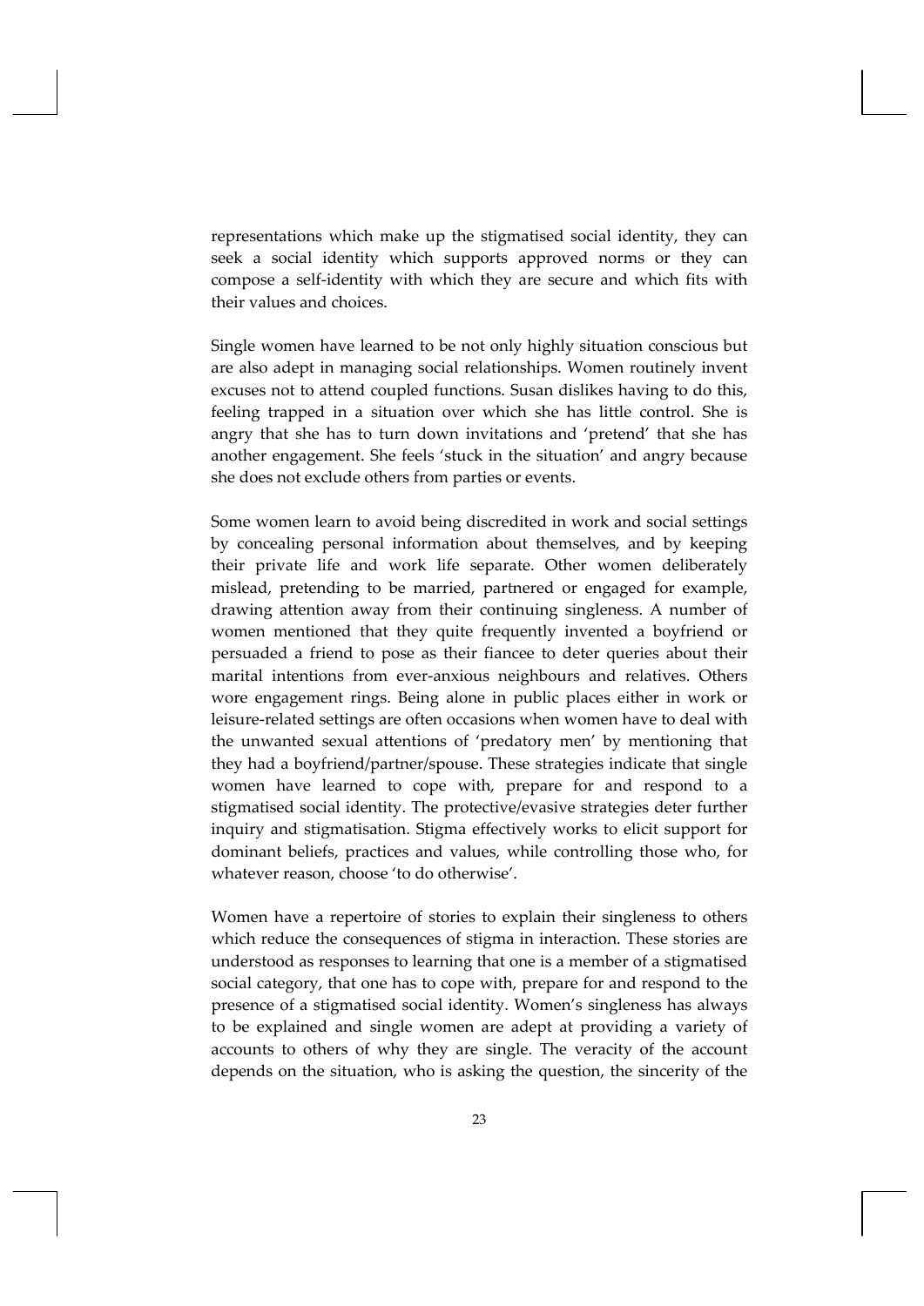representations which make up the stigmatised social identity, they can seek a social identity which supports approved norms or they can compose a self-identity with which they are secure and which fits with their values and choices.

Single women have learned to be not only highly situation conscious but are also adept in managing social relationships. Women routinely invent excuses not to attend coupled functions. Susan dislikes having to do this, feeling trapped in a situation over which she has little control. She is angry that she has to turn down invitations and 'pretend' that she has another engagement. She feels 'stuck in the situation' and angry because she does not exclude others from parties or events.

Some women learn to avoid being discredited in work and social settings by concealing personal information about themselves, and by keeping their private life and work life separate. Other women deliberately mislead, pretending to be married, partnered or engaged for example, drawing attention away from their continuing singleness. A number of women mentioned that they quite frequently invented a boyfriend or persuaded a friend to pose as their fiancee to deter queries about their marital intentions from ever-anxious neighbours and relatives. Others wore engagement rings. Being alone in public places either in work or leisure-related settings are often occasions when women have to deal with the unwanted sexual attentions of 'predatory men' by mentioning that they had a boyfriend/partner/spouse. These strategies indicate that single women have learned to cope with, prepare for and respond to a stigmatised social identity. The protective/evasive strategies deter further inquiry and stigmatisation. Stigma effectively works to elicit support for dominant beliefs, practices and values, while controlling those who, for whatever reason, choose 'to do otherwise'.

Women have a repertoire of stories to explain their singleness to others which reduce the consequences of stigma in interaction. These stories are understood as responses to learning that one is a member of a stigmatised social category, that one has to cope with, prepare for and respond to the presence of a stigmatised social identity. Women's singleness has always to be explained and single women are adept at providing a variety of accounts to others of why they are single. The veracity of the account depends on the situation, who is asking the question, the sincerity of the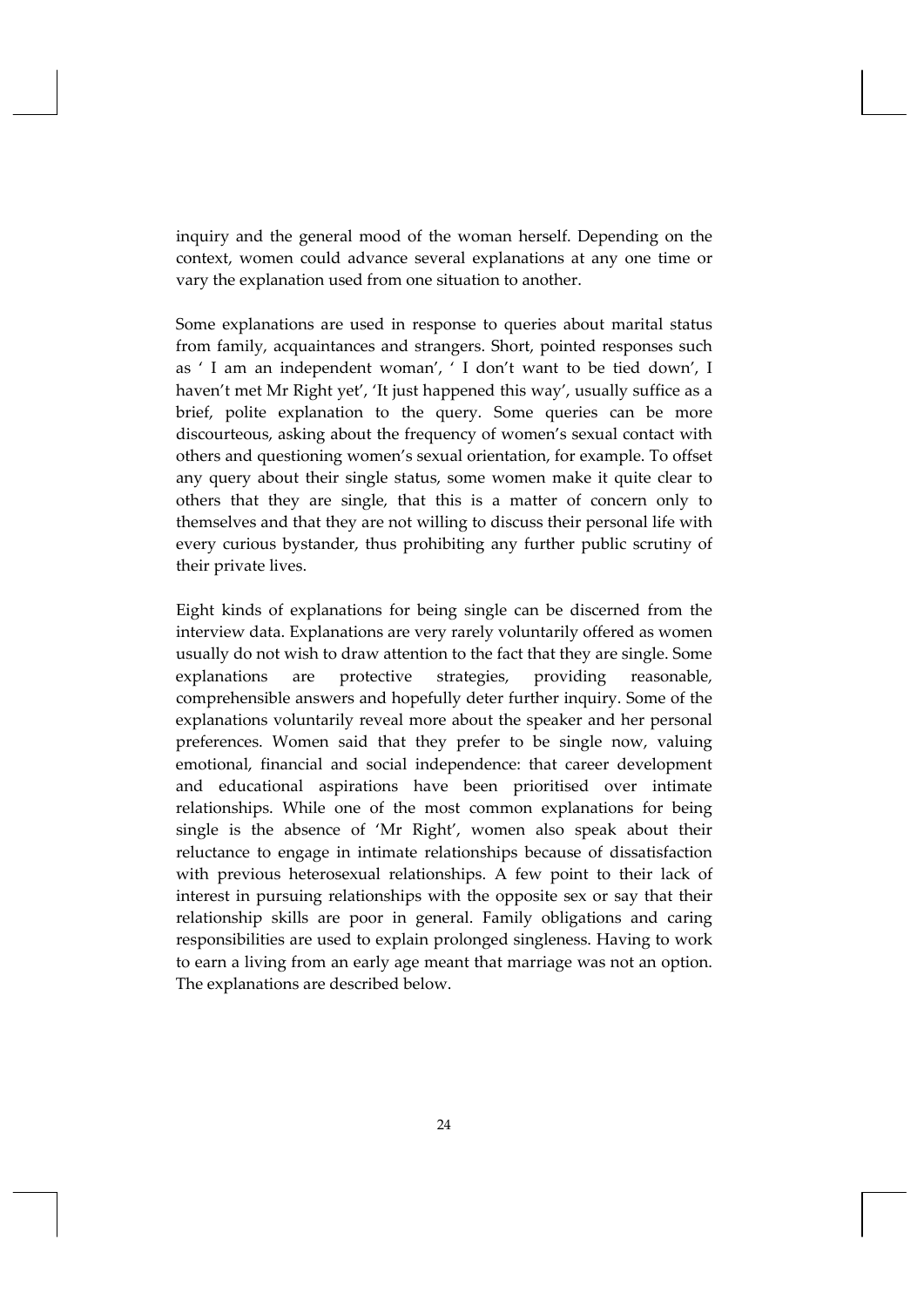inquiry and the general mood of the woman herself. Depending on the context, women could advance several explanations at any one time or vary the explanation used from one situation to another.

Some explanations are used in response to queries about marital status from family, acquaintances and strangers. Short, pointed responses such as ' I am an independent woman', ' I don't want to be tied down', I haven't met Mr Right yet', 'It just happened this way', usually suffice as a brief, polite explanation to the query. Some queries can be more discourteous, asking about the frequency of women's sexual contact with others and questioning women's sexual orientation, for example. To offset any query about their single status, some women make it quite clear to others that they are single, that this is a matter of concern only to themselves and that they are not willing to discuss their personal life with every curious bystander, thus prohibiting any further public scrutiny of their private lives.

Eight kinds of explanations for being single can be discerned from the interview data. Explanations are very rarely voluntarily offered as women usually do not wish to draw attention to the fact that they are single. Some explanations are protective strategies, providing reasonable, comprehensible answers and hopefully deter further inquiry. Some of the explanations voluntarily reveal more about the speaker and her personal preferences. Women said that they prefer to be single now, valuing emotional, financial and social independence: that career development and educational aspirations have been prioritised over intimate relationships. While one of the most common explanations for being single is the absence of 'Mr Right', women also speak about their reluctance to engage in intimate relationships because of dissatisfaction with previous heterosexual relationships. A few point to their lack of interest in pursuing relationships with the opposite sex or say that their relationship skills are poor in general. Family obligations and caring responsibilities are used to explain prolonged singleness. Having to work to earn a living from an early age meant that marriage was not an option. The explanations are described below.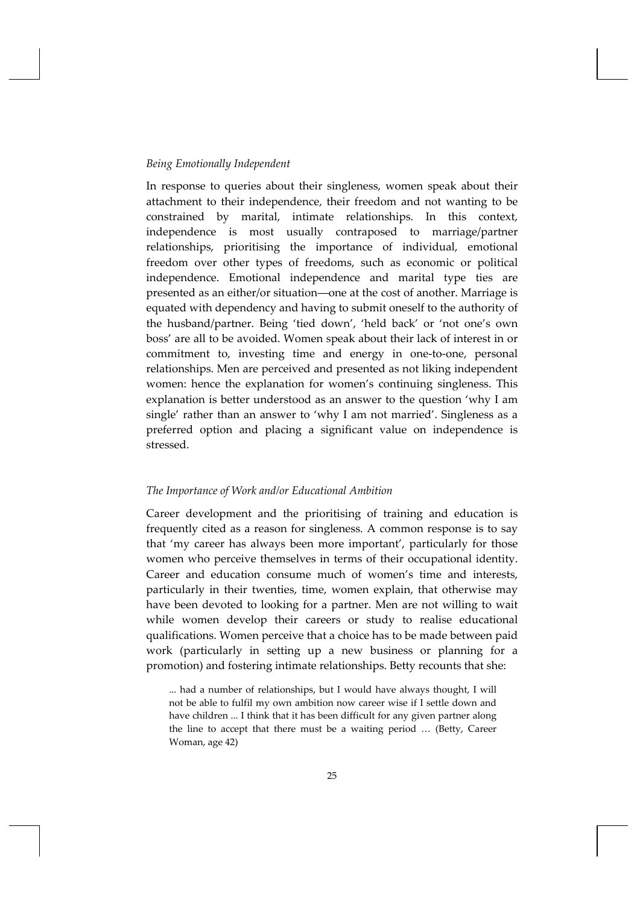*Being Emotionally Independent*

In response to queries about their singleness, women speak about their attachment to their independence, their freedom and not wanting to be constrained by marital, intimate relationships. In this context, independence is most usually contraposed to marriage/partner relationships, prioritising the importance of individual, emotional freedom over other types of freedoms, such as economic or political independence. Emotional independence and marital type ties are presented as an either/or situation—one at the cost of another. Marriage is equated with dependency and having to submit oneself to the authority of the husband/partner. Being 'tied down', 'held back' or 'not one's own boss' are all to be avoided. Women speak about their lack of interest in or commitment to, investing time and energy in one-to-one, personal relationships. Men are perceived and presented as not liking independent women: hence the explanation for women's continuing singleness. This explanation is better understood as an answer to the question 'why I am single' rather than an answer to 'why I am not married'. Singleness as a preferred option and placing a significant value on independence is stressed.

*The Importance of Work and/or Educational Ambition*

Career development and the prioritising of training and education is frequently cited as a reason for singleness. A common response is to say that 'my career has always been more important', particularly for those women who perceive themselves in terms of their occupational identity. Career and education consume much of women's time and interests, particularly in their twenties, time, women explain, that otherwise may have been devoted to looking for a partner. Men are not willing to wait while women develop their careers or study to realise educational qualifications. Women perceive that a choice has to be made between paid work (particularly in setting up a new business or planning for a promotion) and fostering intimate relationships. Betty recounts that she:

> ... had a number of relationships, but I would have always thought, I will not be able to fulfil my own ambition now career wise if I settle down and have children ... I think that it has been difficult for any given partner along the line to accept that there must be a waiting period … (Betty, Career Woman, age 42)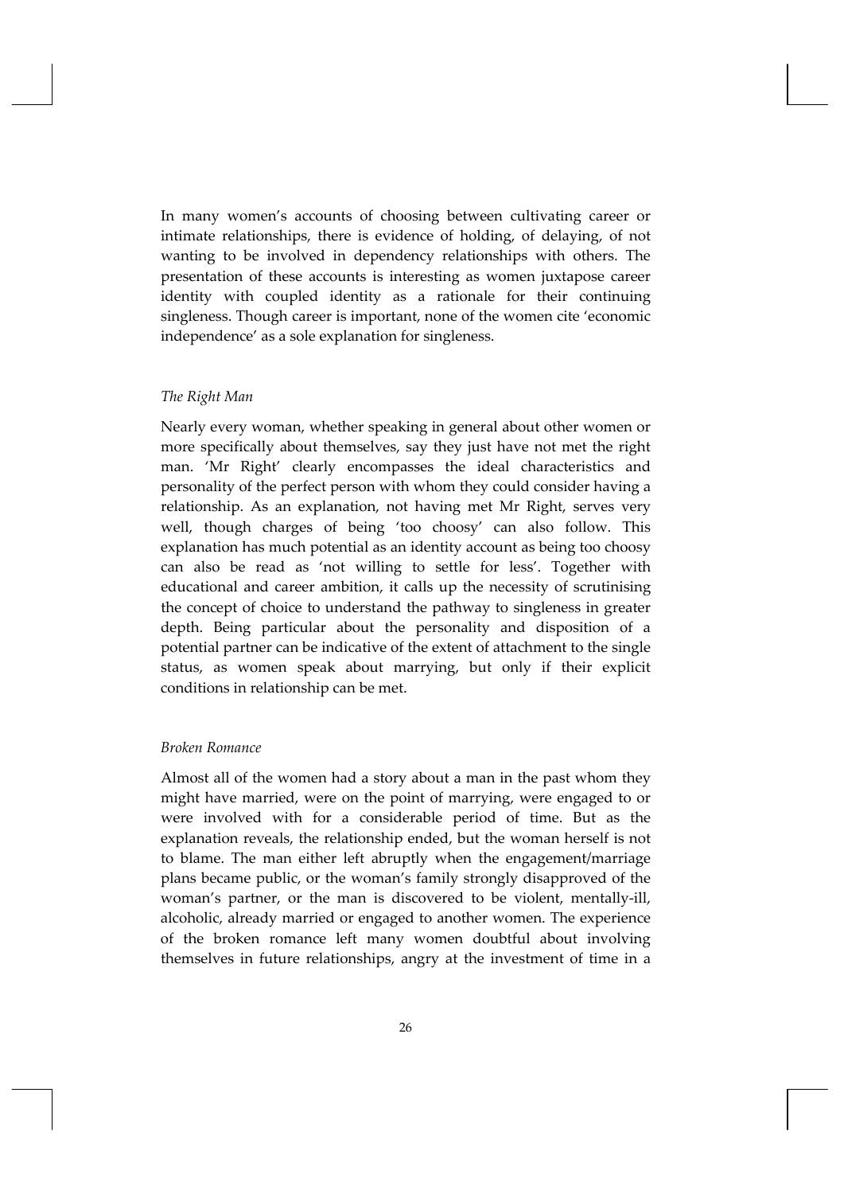In many women's accounts of choosing between cultivating career or intimate relationships, there is evidence of holding, of delaying, of not wanting to be involved in dependency relationships with others. The presentation of these accounts is interesting as women juxtapose career identity with coupled identity as a rationale for their continuing singleness. Though career is important, none of the women cite 'economic independence' as a sole explanation for singleness.

### *The Right Man*

Nearly every woman, whether speaking in general about other women or more specifically about themselves, say they just have not met the right man. 'Mr Right' clearly encompasses the ideal characteristics and personality of the perfect person with whom they could consider having a relationship. As an explanation, not having met Mr Right, serves very well, though charges of being 'too choosy' can also follow. This explanation has much potential as an identity account as being too choosy can also be read as 'not willing to settle for less'. Together with educational and career ambition, it calls up the necessity of scrutinising the concept of choice to understand the pathway to singleness in greater depth. Being particular about the personality and disposition of a potential partner can be indicative of the extent of attachment to the single status, as women speak about marrying, but only if their explicit conditions in relationship can be met.

### *Broken Romance*

Almost all of the women had a story about a man in the past whom they might have married, were on the point of marrying, were engaged to or were involved with for a considerable period of time. But as the explanation reveals, the relationship ended, but the woman herself is not to blame. The man either left abruptly when the engagement/marriage plans became public, or the woman's family strongly disapproved of the woman's partner, or the man is discovered to be violent, mentally-ill, alcoholic, already married or engaged to another women. The experience of the broken romance left many women doubtful about involving themselves in future relationships, angry at the investment of time in a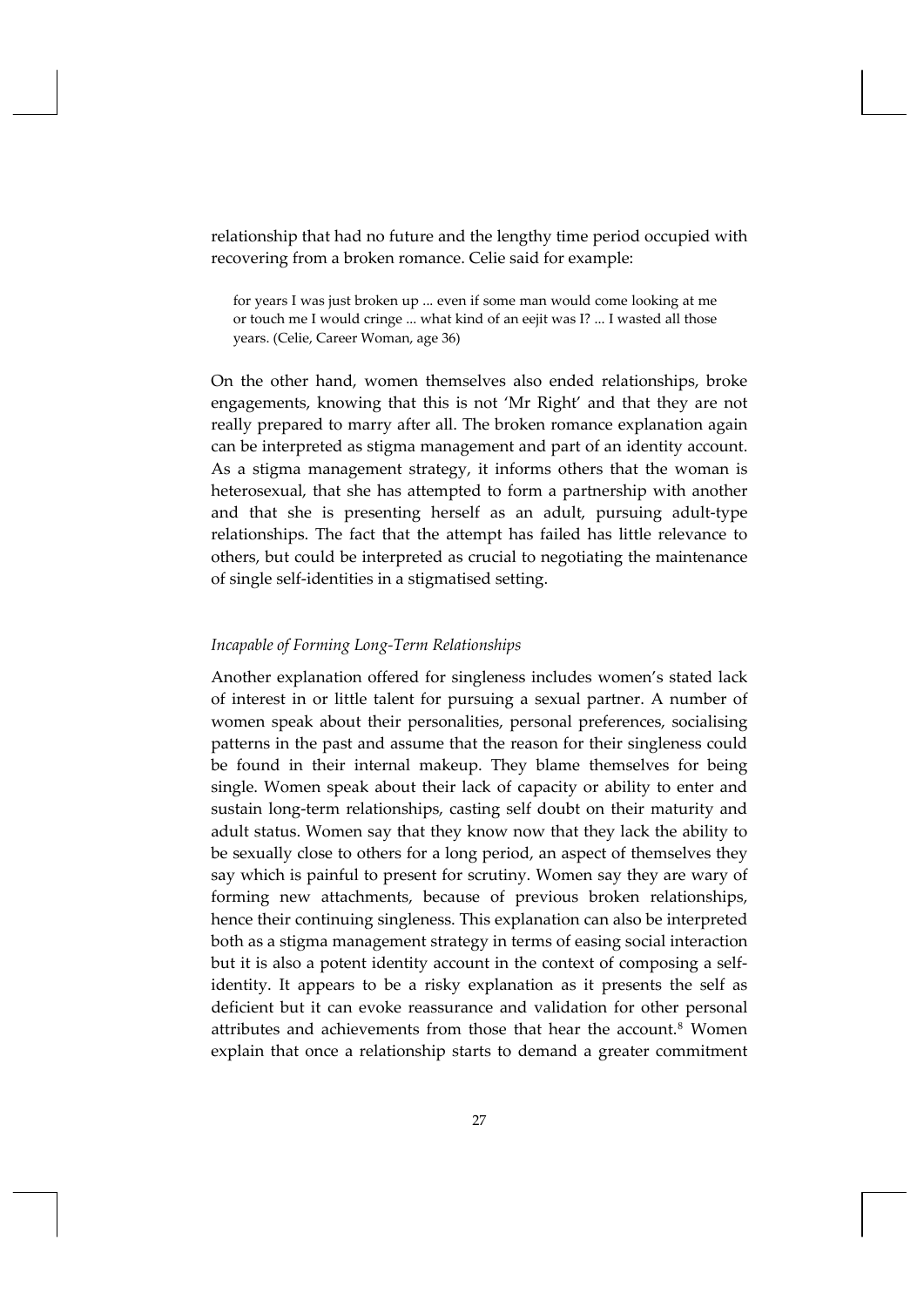relationship that had no future and the lengthy time period occupied with recovering from a broken romance. Celie said for example:

> for years I was just broken up ... even if some man would come looking at me or touch me I would cringe ... what kind of an eejit was I? ... I wasted all those years. (Celie, Career Woman, age 36)

On the other hand, women themselves also ended relationships, broke engagements, knowing that this is not 'Mr Right' and that they are not really prepared to marry after all. The broken romance explanation again can be interpreted as stigma management and part of an identity account. As a stigma management strategy, it informs others that the woman is heterosexual, that she has attempted to form a partnership with another and that she is presenting herself as an adult, pursuing adult-type relationships. The fact that the attempt has failed has little relevance to others, but could be interpreted as crucial to negotiating the maintenance of single self-identities in a stigmatised setting.

### *Incapable of Forming Long-Term Relationships*

Another explanation offered for singleness includes women's stated lack of interest in or little talent for pursuing a sexual partner. A number of women speak about their personalities, personal preferences, socialising patterns in the past and assume that the reason for their singleness could be found in their internal makeup. They blame themselves for being single. Women speak about their lack of capacity or ability to enter and sustain long-term relationships, casting self doubt on their maturity and adult status. Women say that they know now that they lack the ability to be sexually close to others for a long period, an aspect of themselves they say which is painful to present for scrutiny. Women say they are wary of forming new attachments, because of previous broken relationships, hence their continuing singleness. This explanation can also be interpreted both as a stigma management strategy in terms of easing social interaction but it is also a potent identity account in the context of composing a self-identity. It appears to be a risky explanation as it presents the self as deficient but it can evoke reassurance and validation for other personal attributes and achievements from those that hear the account.[8] Women explain that once a relationship starts to demand a greater commitment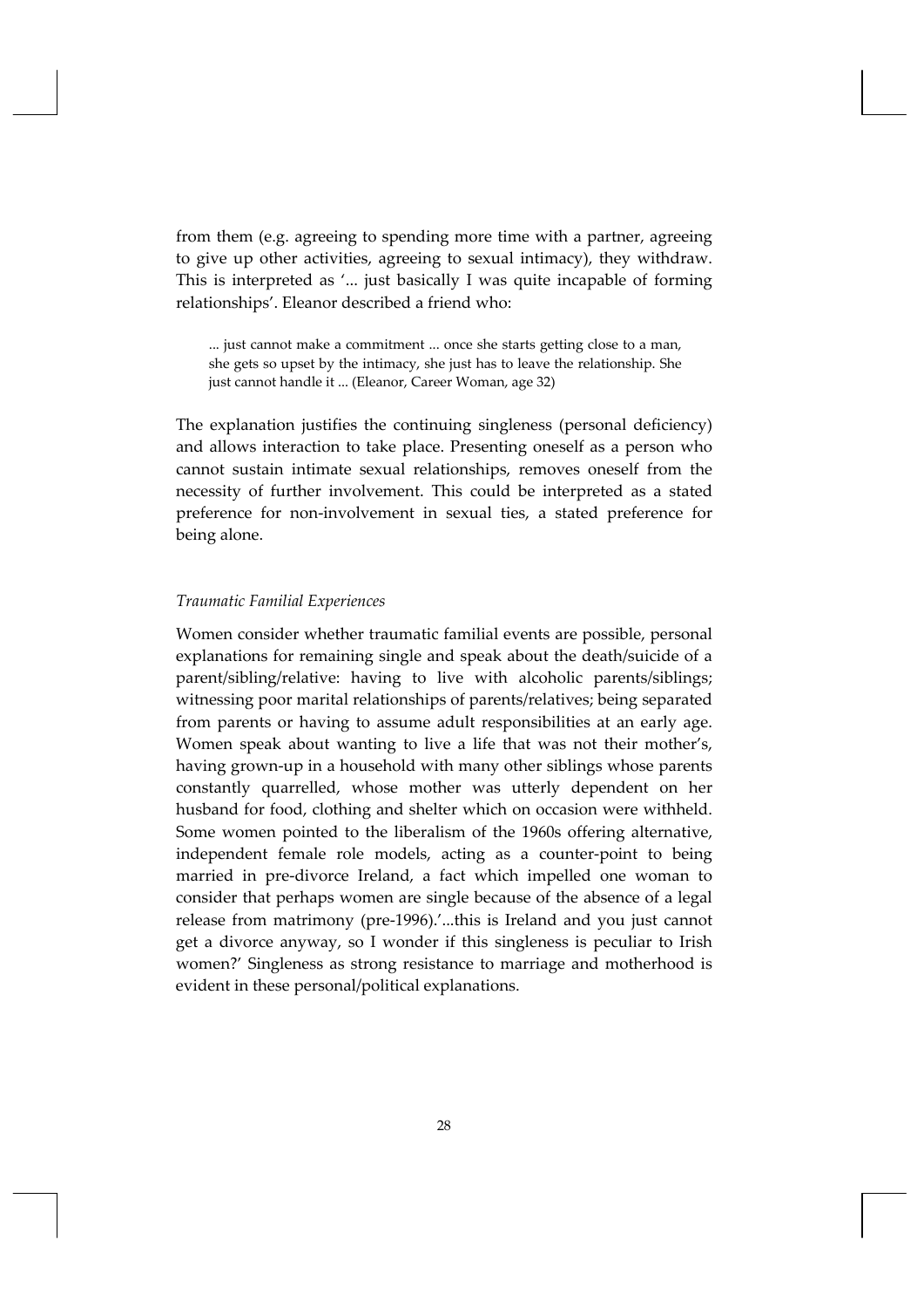from them (e.g. agreeing to spending more time with a partner, agreeing to give up other activities, agreeing to sexual intimacy), they withdraw. This is interpreted as '... just basically I was quite incapable of forming relationships'. Eleanor described a friend who:

> ... just cannot make a commitment ... once she starts getting close to a man, she gets so upset by the intimacy, she just has to leave the relationship. She just cannot handle it ... (Eleanor, Career Woman, age 32)

The explanation justifies the continuing singleness (personal deficiency) and allows interaction to take place. Presenting oneself as a person who cannot sustain intimate sexual relationships, removes oneself from the necessity of further involvement. This could be interpreted as a stated preference for non-involvement in sexual ties, a stated preference for being alone.

### *Traumatic Familial Experiences*

Women consider whether traumatic familial events are possible, personal explanations for remaining single and speak about the death/suicide of a parent/sibling/relative: having to live with alcoholic parents/siblings; witnessing poor marital relationships of parents/relatives; being separated from parents or having to assume adult responsibilities at an early age. Women speak about wanting to live a life that was not their mother's, having grown-up in a household with many other siblings whose parents constantly quarrelled, whose mother was utterly dependent on her husband for food, clothing and shelter which on occasion were withheld. Some women pointed to the liberalism of the 1960s offering alternative, independent female role models, acting as a counter-point to being married in pre-divorce Ireland, a fact which impelled one woman to consider that perhaps women are single because of the absence of a legal release from matrimony (pre-1996).'...this is Ireland and you just cannot get a divorce anyway, so I wonder if this singleness is peculiar to Irish women?' Singleness as strong resistance to marriage and motherhood is evident in these personal/political explanations.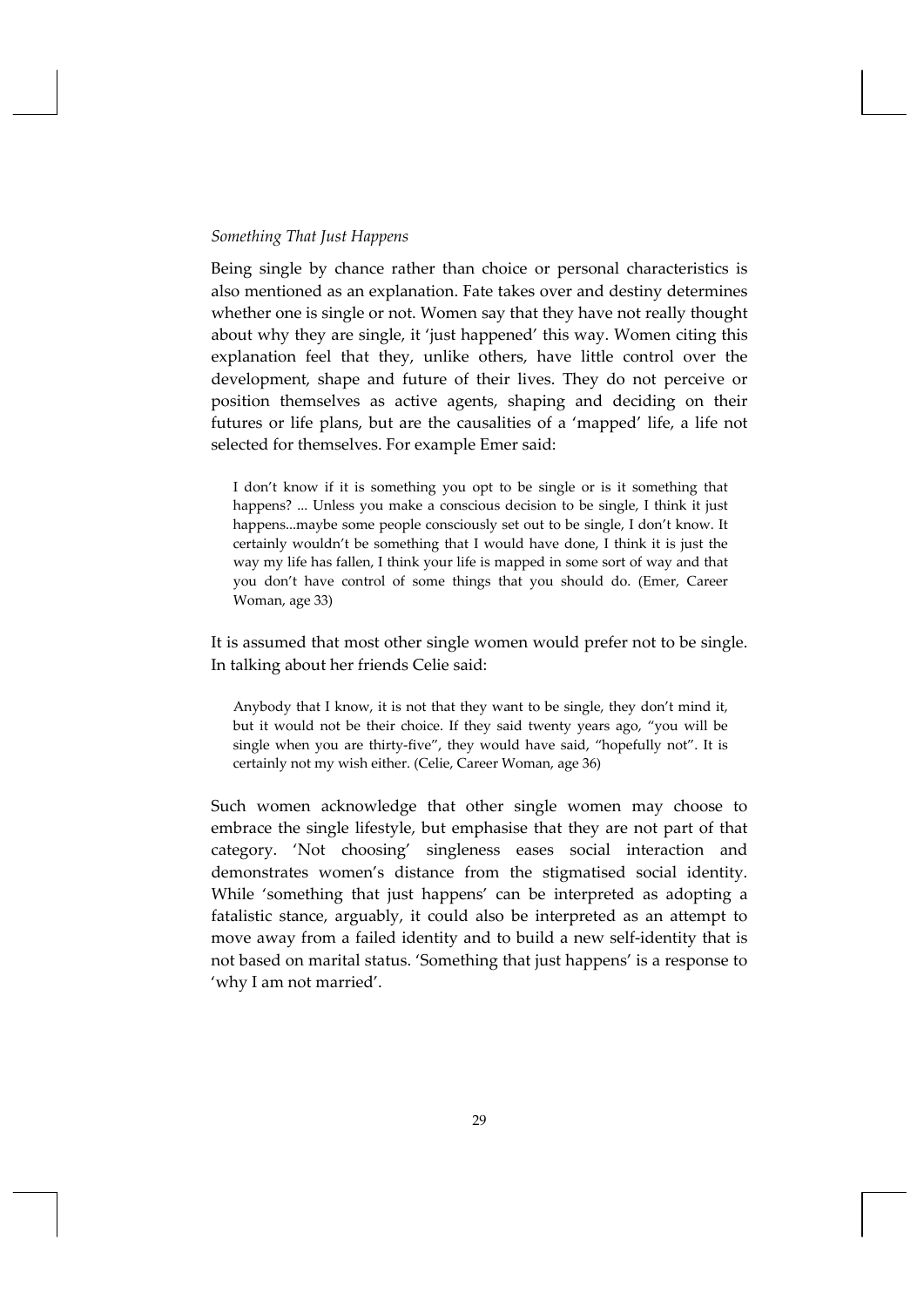*Something That Just Happens*

Being single by chance rather than choice or personal characteristics is also mentioned as an explanation. Fate takes over and destiny determines whether one is single or not. Women say that they have not really thought about why they are single, it 'just happened' this way. Women citing this explanation feel that they, unlike others, have little control over the development, shape and future of their lives. They do not perceive or position themselves as active agents, shaping and deciding on their futures or life plans, but are the causalities of a 'mapped' life, a life not selected for themselves. For example Emer said:

> I don't know if it is something you opt to be single or is it something that happens? ... Unless you make a conscious decision to be single, I think it just happens...maybe some people consciously set out to be single, I don't know. It certainly wouldn't be something that I would have done, I think it is just the way my life has fallen, I think your life is mapped in some sort of way and that you don't have control of some things that you should do. (Emer, Career Woman, age 33)

It is assumed that most other single women would prefer not to be single. In talking about her friends Celie said:

> Anybody that I know, it is not that they want to be single, they don't mind it, but it would not be their choice. If they said twenty years ago, "you will be single when you are thirty-five", they would have said, "hopefully not". It is certainly not my wish either. (Celie, Career Woman, age 36)

Such women acknowledge that other single women may choose to embrace the single lifestyle, but emphasise that they are not part of that category. 'Not choosing' singleness eases social interaction and demonstrates women's distance from the stigmatised social identity. While 'something that just happens' can be interpreted as adopting a fatalistic stance, arguably, it could also be interpreted as an attempt to move away from a failed identity and to build a new self-identity that is not based on marital status. 'Something that just happens' is a response to 'why I am not married'.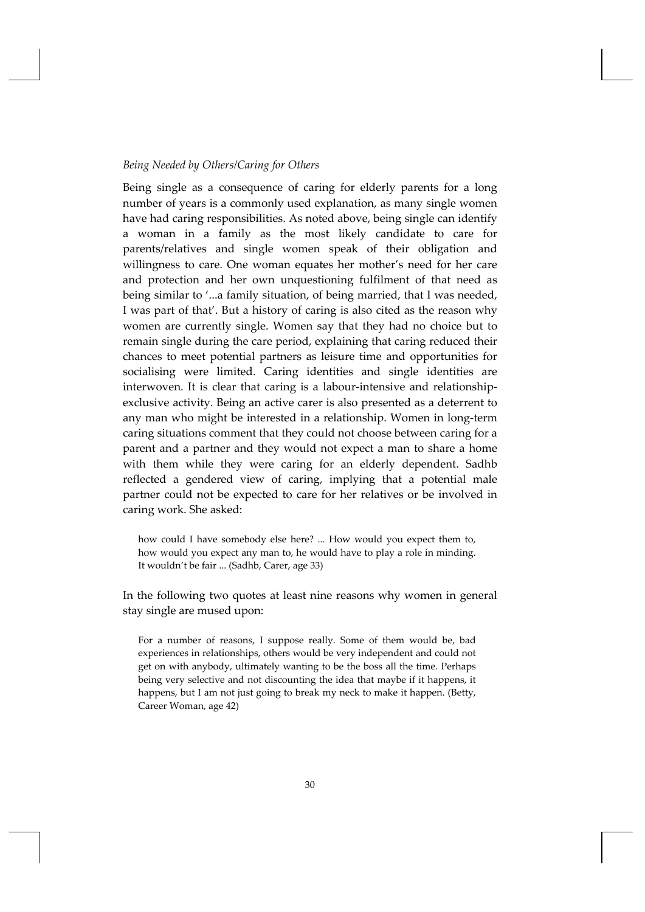*Being Needed by Others/Caring for Others*

Being single as a consequence of caring for elderly parents for a long number of years is a commonly used explanation, as many single women have had caring responsibilities. As noted above, being single can identify a woman in a family as the most likely candidate to care for parents/relatives and single women speak of their obligation and willingness to care. One woman equates her mother's need for her care and protection and her own unquestioning fulfilment of that need as being similar to '...a family situation, of being married, that I was needed, I was part of that'. But a history of caring is also cited as the reason why women are currently single. Women say that they had no choice but to remain single during the care period, explaining that caring reduced their chances to meet potential partners as leisure time and opportunities for socialising were limited. Caring identities and single identities are interwoven. It is clear that caring is a labour-intensive and relationship-exclusive activity. Being an active carer is also presented as a deterrent to any man who might be interested in a relationship. Women in long-term caring situations comment that they could not choose between caring for a parent and a partner and they would not expect a man to share a home with them while they were caring for an elderly dependent. Sadhb reflected a gendered view of caring, implying that a potential male partner could not be expected to care for her relatives or be involved in caring work. She asked:

> how could I have somebody else here? ... How would you expect them to, how would you expect any man to, he would have to play a role in minding. It wouldn't be fair ... (Sadhb, Carer, age 33)

In the following two quotes at least nine reasons why women in general stay single are mused upon:

> For a number of reasons, I suppose really. Some of them would be, bad experiences in relationships, others would be very independent and could not get on with anybody, ultimately wanting to be the boss all the time. Perhaps being very selective and not discounting the idea that maybe if it happens, it happens, but I am not just going to break my neck to make it happen. (Betty, Career Woman, age 42)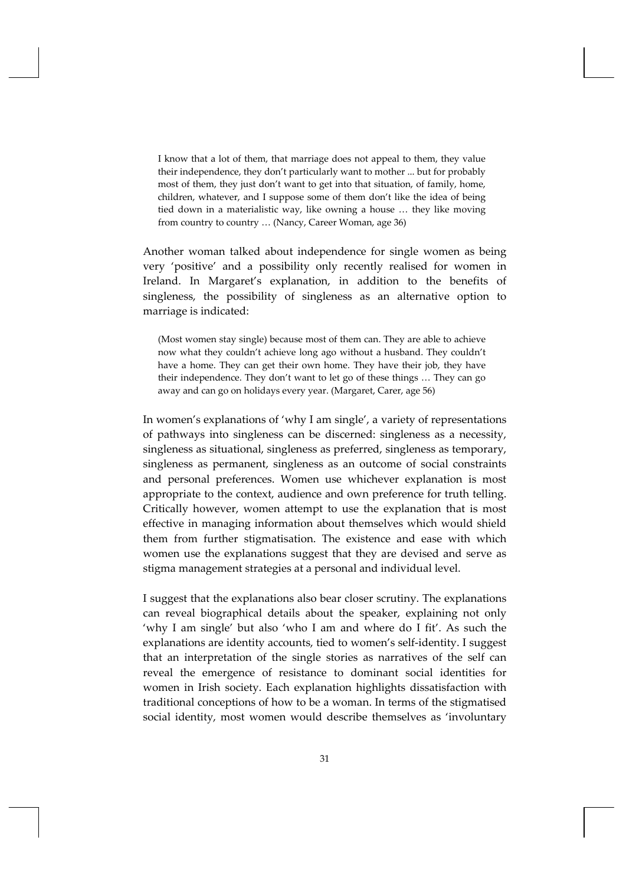> I know that a lot of them, that marriage does not appeal to them, they value their independence, they don't particularly want to mother ... but for probably most of them, they just don't want to get into that situation, of family, home, children, whatever, and I suppose some of them don't like the idea of being tied down in a materialistic way, like owning a house … they like moving from country to country … (Nancy, Career Woman, age 36)

Another woman talked about independence for single women as being very 'positive' and a possibility only recently realised for women in Ireland. In Margaret's explanation, in addition to the benefits of singleness, the possibility of singleness as an alternative option to marriage is indicated:

> (Most women stay single) because most of them can. They are able to achieve now what they couldn't achieve long ago without a husband. They couldn't have a home. They can get their own home. They have their job, they have their independence. They don't want to let go of these things … They can go away and can go on holidays every year. (Margaret, Carer, age 56)

In women's explanations of 'why I am single', a variety of representations of pathways into singleness can be discerned: singleness as a necessity, singleness as situational, singleness as preferred, singleness as temporary, singleness as permanent, singleness as an outcome of social constraints and personal preferences. Women use whichever explanation is most appropriate to the context, audience and own preference for truth telling. Critically however, women attempt to use the explanation that is most effective in managing information about themselves which would shield them from further stigmatisation. The existence and ease with which women use the explanations suggest that they are devised and serve as stigma management strategies at a personal and individual level.

I suggest that the explanations also bear closer scrutiny. The explanations can reveal biographical details about the speaker, explaining not only 'why I am single' but also 'who I am and where do I fit'. As such the explanations are identity accounts, tied to women's self-identity. I suggest that an interpretation of the single stories as narratives of the self can reveal the emergence of resistance to dominant social identities for women in Irish society. Each explanation highlights dissatisfaction with traditional conceptions of how to be a woman. In terms of the stigmatised social identity, most women would describe themselves as 'involuntary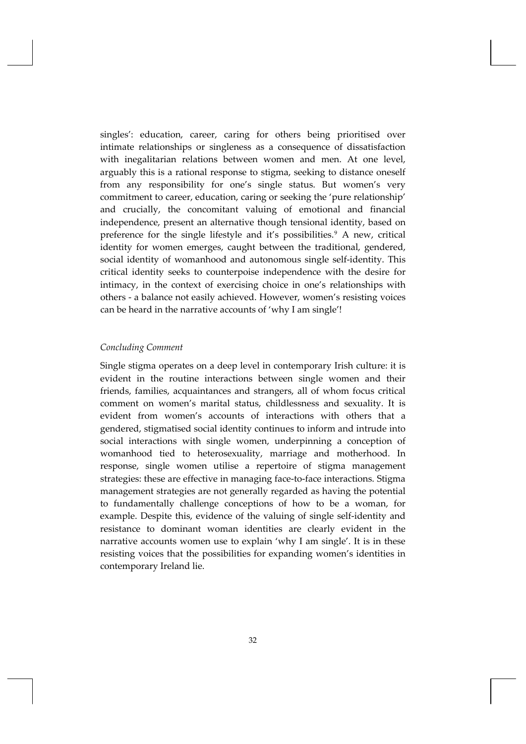singles': education, career, caring for others being prioritised over intimate relationships or singleness as a consequence of dissatisfaction with inegalitarian relations between women and men. At one level, arguably this is a rational response to stigma, seeking to distance oneself from any responsibility for one's single status. But women's very commitment to career, education, caring or seeking the 'pure relationship' and crucially, the concomitant valuing of emotional and financial independence, present an alternative though tensional identity, based on preference for the single lifestyle and it's possibilities.[9] A new, critical identity for women emerges, caught between the traditional, gendered, social identity of womanhood and autonomous single self-identity. This critical identity seeks to counterpoise independence with the desire for intimacy, in the context of exercising choice in one's relationships with others - a balance not easily achieved. However, women's resisting voices can be heard in the narrative accounts of 'why I am single'!

### *Concluding Comment*

Single stigma operates on a deep level in contemporary Irish culture: it is evident in the routine interactions between single women and their friends, families, acquaintances and strangers, all of whom focus critical comment on women's marital status, childlessness and sexuality. It is evident from women's accounts of interactions with others that a gendered, stigmatised social identity continues to inform and intrude into social interactions with single women, underpinning a conception of womanhood tied to heterosexuality, marriage and motherhood. In response, single women utilise a repertoire of stigma management strategies: these are effective in managing face-to-face interactions. Stigma management strategies are not generally regarded as having the potential to fundamentally challenge conceptions of how to be a woman, for example. Despite this, evidence of the valuing of single self-identity and resistance to dominant woman identities are clearly evident in the narrative accounts women use to explain 'why I am single'. It is in these resisting voices that the possibilities for expanding women's identities in contemporary Ireland lie.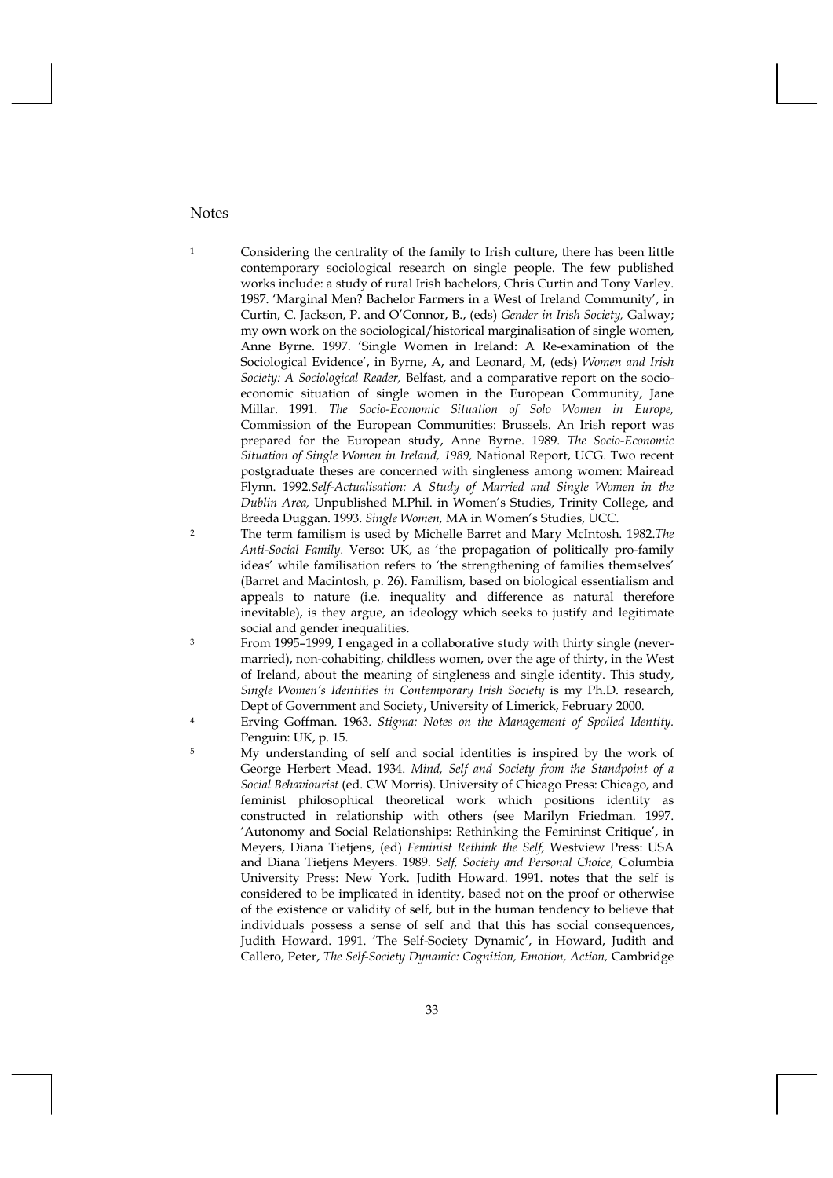## Notes

1. Considering the centrality of the family to Irish culture, there has been little contemporary sociological research on single people. The few published works include: a study of rural Irish bachelors, Chris Curtin and Tony Varley. 1987. 'Marginal Men? Bachelor Farmers in a West of Ireland Community', in Curtin, C. Jackson, P. and O'Connor, B., (eds) *Gender in Irish Society,* Galway; my own work on the sociological/historical marginalisation of single women, Anne Byrne. 1997. 'Single Women in Ireland: A Re-examination of the Sociological Evidence', in Byrne, A, and Leonard, M, (eds) *Women and Irish Society: A Sociological Reader,* Belfast, and a comparative report on the socio-economic situation of single women in the European Community, Jane Millar. 1991. *The Socio-Economic Situation of Solo Women in Europe,* Commission of the European Communities: Brussels. An Irish report was prepared for the European study, Anne Byrne. 1989. *The Socio-Economic Situation of Single Women in Ireland, 1989,* National Report, UCG. Two recent postgraduate theses are concerned with singleness among women: Mairead Flynn. 1992.*Self-Actualisation: A Study of Married and Single Women in the Dublin Area,* Unpublished M.Phil. in Women's Studies, Trinity College, and Breeda Duggan. 1993. *Single Women,* MA in Women's Studies, UCC.
2. The term familism is used by Michelle Barret and Mary McIntosh. 1982.*The Anti-Social Family.* Verso: UK, as 'the propagation of politically pro-family ideas' while familisation refers to 'the strengthening of families themselves' (Barret and Macintosh, p. 26). Familism, based on biological essentialism and appeals to nature (i.e. inequality and difference as natural therefore inevitable), is they argue, an ideology which seeks to justify and legitimate social and gender inequalities.
3. From 1995–1999, I engaged in a collaborative study with thirty single (never-married), non-cohabiting, childless women, over the age of thirty, in the West of Ireland, about the meaning of singleness and single identity. This study, *Single Women's Identities in Contemporary Irish Society* is my Ph.D. research, Dept of Government and Society, University of Limerick, February 2000.
4. Erving Goffman. 1963. *Stigma: Notes on the Management of Spoiled Identity.* Penguin: UK, p. 15.
5. My understanding of self and social identities is inspired by the work of George Herbert Mead. 1934. *Mind, Self and Society from the Standpoint of a Social Behaviourist* (ed. CW Morris). University of Chicago Press: Chicago, and feminist philosophical theoretical work which positions identity as constructed in relationship with others (see Marilyn Friedman. 1997. 'Autonomy and Social Relationships: Rethinking the Femininst Critique', in Meyers, Diana Tietjens, (ed) *Feminist Rethink the Self,* Westview Press: USA and Diana Tietjens Meyers. 1989. *Self, Society and Personal Choice,* Columbia University Press: New York. Judith Howard. 1991. notes that the self is considered to be implicated in identity, based not on the proof or otherwise of the existence or validity of self, but in the human tendency to believe that individuals possess a sense of self and that this has social consequences, Judith Howard. 1991. 'The Self-Society Dynamic', in Howard, Judith and Callero, Peter, *The Self-Society Dynamic: Cognition, Emotion, Action,* Cambridge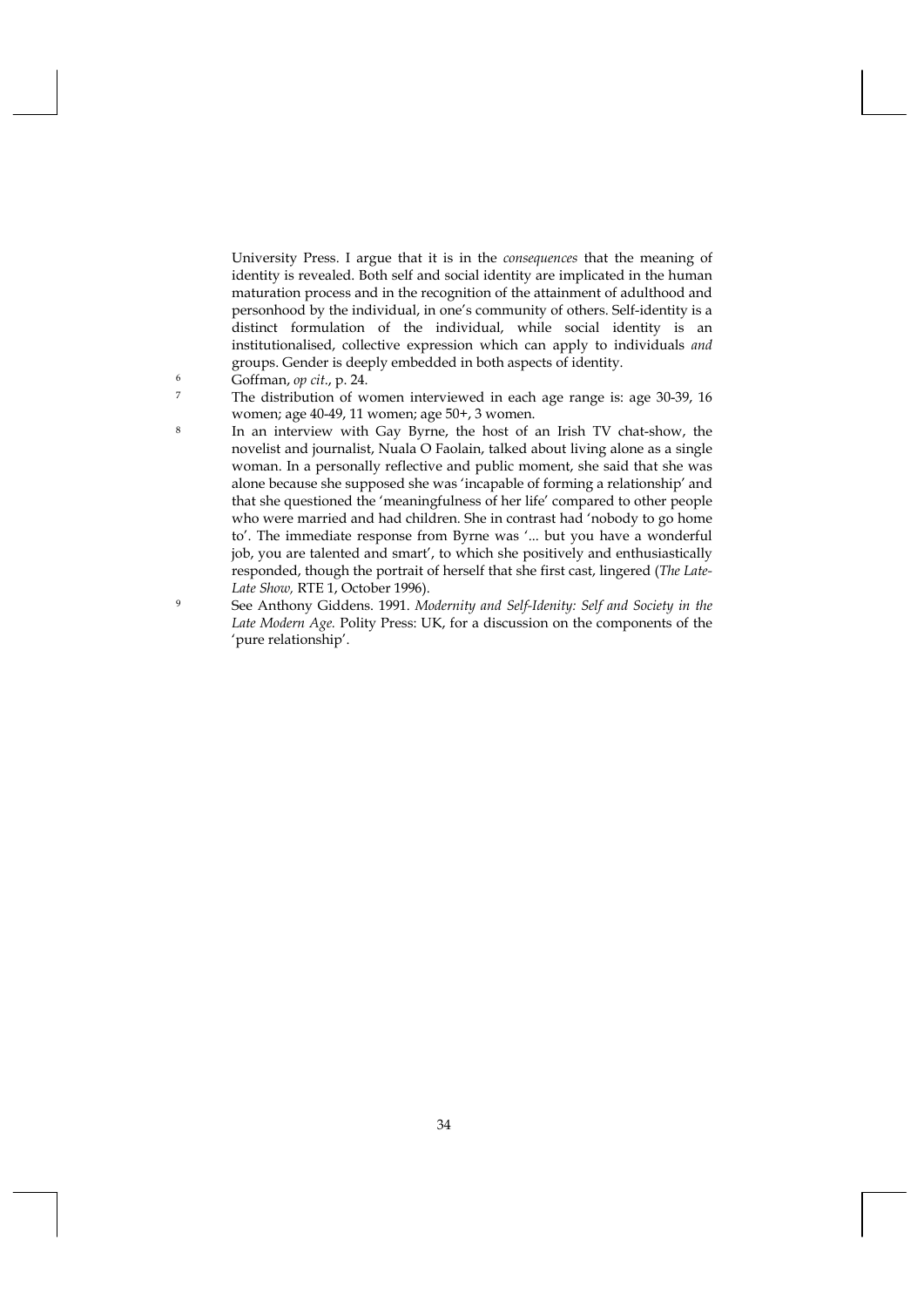University Press. I argue that it is in the *consequences* that the meaning of identity is revealed. Both self and social identity are implicated in the human maturation process and in the recognition of the attainment of adulthood and personhood by the individual, in one's community of others. Self-identity is a distinct formulation of the individual, while social identity is an institutionalised, collective expression which can apply to individuals *and* groups. Gender is deeply embedded in both aspects of identity.

6. Goffman, *op cit*., p. 24.

7. The distribution of women interviewed in each age range is: age 30-39, 16 women; age 40-49, 11 women; age 50+, 3 women.

8. In an interview with Gay Byrne, the host of an Irish TV chat-show, the novelist and journalist, Nuala O Faolain, talked about living alone as a single woman. In a personally reflective and public moment, she said that she was alone because she supposed she was 'incapable of forming a relationship' and that she questioned the 'meaningfulness of her life' compared to other people who were married and had children. She in contrast had 'nobody to go home to'. The immediate response from Byrne was '... but you have a wonderful job, you are talented and smart', to which she positively and enthusiastically responded, though the portrait of herself that she first cast, lingered (*The Late-Late Show,* RTE 1, October 1996).

9. See Anthony Giddens. 1991. *Modernity and Self-Idenity: Self and Society in the Late Modern Age.* Polity Press: UK, for a discussion on the components of the 'pure relationship'.